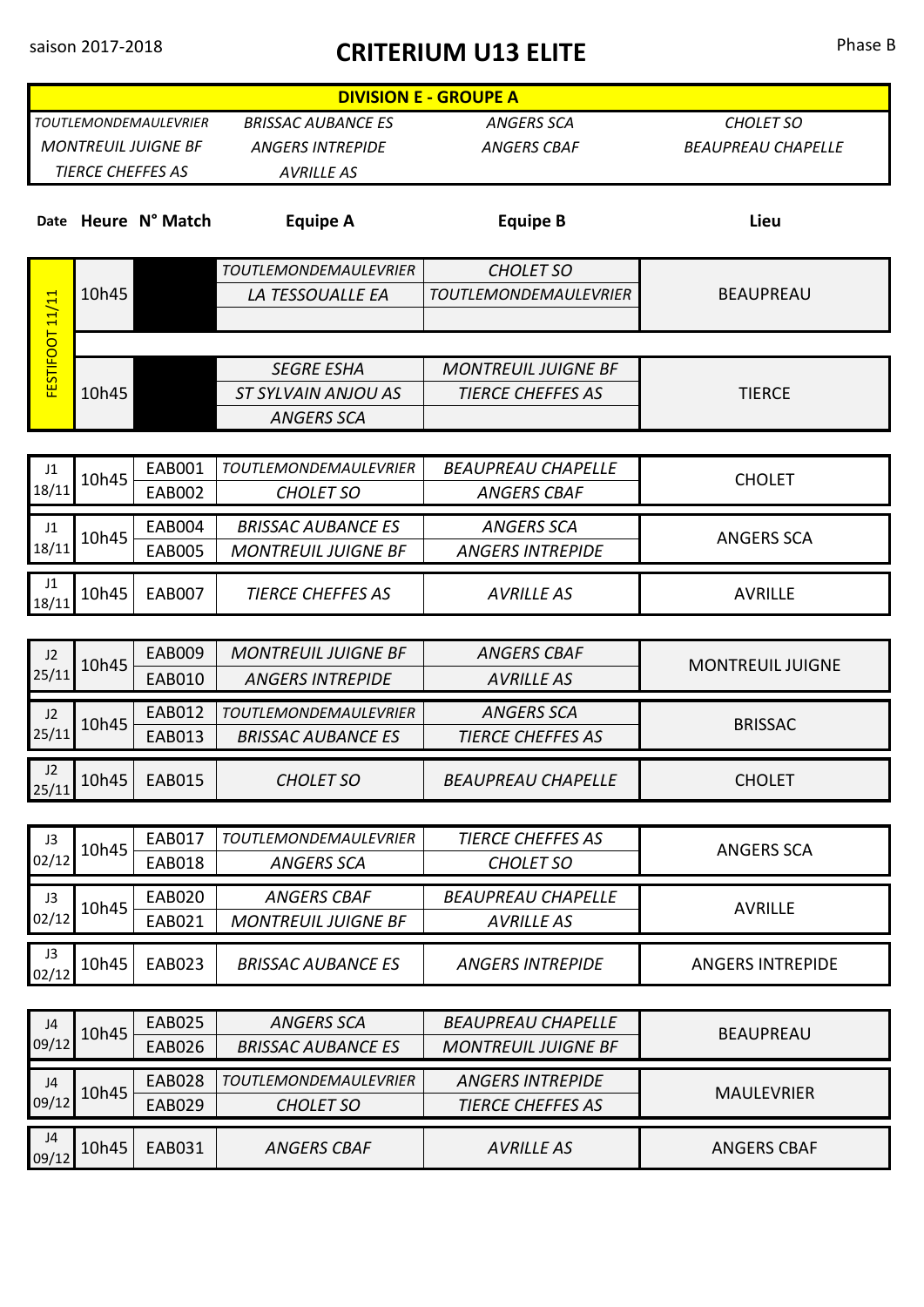saison 2017-2018

# CRITERIUM U13 ELITE

Phase B

| DIVISION E - GROUPE A | | | |
|---|---|---|---|
| *TOUTLEMONDEMAULEVRIER* | *BRISSAC AUBANCE ES* | *ANGERS SCA* | *CHOLET SO* |
| *MONTREUIL JUIGNE BF* | *ANGERS INTREPIDE* | *ANGERS CBAF* | *BEAUPREAU CHAPELLE* |
| *TIERCE CHEFFES AS* | *AVRILLE AS* | | |

| Date | Heure | N° Match | Equipe A | Equipe B | Lieu |
|---|---|---|---|---|---|
| FESTIFOOT 11/11 | 10h45 | | *TOUTLEMONDEMAULEVRIER* | *CHOLET SO* | BEAUPREAU |
| | | | *LA TESSOUALLE EA* | *TOUTLEMONDEMAULEVRIER* | |
| | 10h45 | | *SEGRE ESHA* | *MONTREUIL JUIGNE BF* | TIERCE |
| | | | *ST SYLVAIN ANJOU AS* | *TIERCE CHEFFES AS* | |
| | | | *ANGERS SCA* | | |
| J1 18/11 | 10h45 | EAB001 | *TOUTLEMONDEMAULEVRIER* | *BEAUPREAU CHAPELLE* | CHOLET |
| | | EAB002 | *CHOLET SO* | *ANGERS CBAF* | |
| J1 18/11 | 10h45 | EAB004 | *BRISSAC AUBANCE ES* | *ANGERS SCA* | ANGERS SCA |
| | | EAB005 | *MONTREUIL JUIGNE BF* | *ANGERS INTREPIDE* | |
| J1 18/11 | 10h45 | EAB007 | *TIERCE CHEFFES AS* | *AVRILLE AS* | AVRILLE |
| J2 25/11 | 10h45 | EAB009 | *MONTREUIL JUIGNE BF* | *ANGERS CBAF* | MONTREUIL JUIGNE |
| | | EAB010 | *ANGERS INTREPIDE* | *AVRILLE AS* | |
| J2 25/11 | 10h45 | EAB012 | *TOUTLEMONDEMAULEVRIER* | *ANGERS SCA* | BRISSAC |
| | | EAB013 | *BRISSAC AUBANCE ES* | *TIERCE CHEFFES AS* | |
| J2 25/11 | 10h45 | EAB015 | *CHOLET SO* | *BEAUPREAU CHAPELLE* | CHOLET |
| J3 02/12 | 10h45 | EAB017 | *TOUTLEMONDEMAULEVRIER* | *TIERCE CHEFFES AS* | ANGERS SCA |
| | | EAB018 | *ANGERS SCA* | *CHOLET SO* | |
| J3 02/12 | 10h45 | EAB020 | *ANGERS CBAF* | *BEAUPREAU CHAPELLE* | AVRILLE |
| | | EAB021 | *MONTREUIL JUIGNE BF* | *AVRILLE AS* | |
| J3 02/12 | 10h45 | EAB023 | *BRISSAC AUBANCE ES* | *ANGERS INTREPIDE* | ANGERS INTREPIDE |
| J4 09/12 | 10h45 | EAB025 | *ANGERS SCA* | *BEAUPREAU CHAPELLE* | BEAUPREAU |
| | | EAB026 | *BRISSAC AUBANCE ES* | *MONTREUIL JUIGNE BF* | |
| J4 09/12 | 10h45 | EAB028 | *TOUTLEMONDEMAULEVRIER* | *ANGERS INTREPIDE* | MAULEVRIER |
| | | EAB029 | *CHOLET SO* | *TIERCE CHEFFES AS* | |
| J4 09/12 | 10h45 | EAB031 | *ANGERS CBAF* | *AVRILLE AS* | ANGERS CBAF |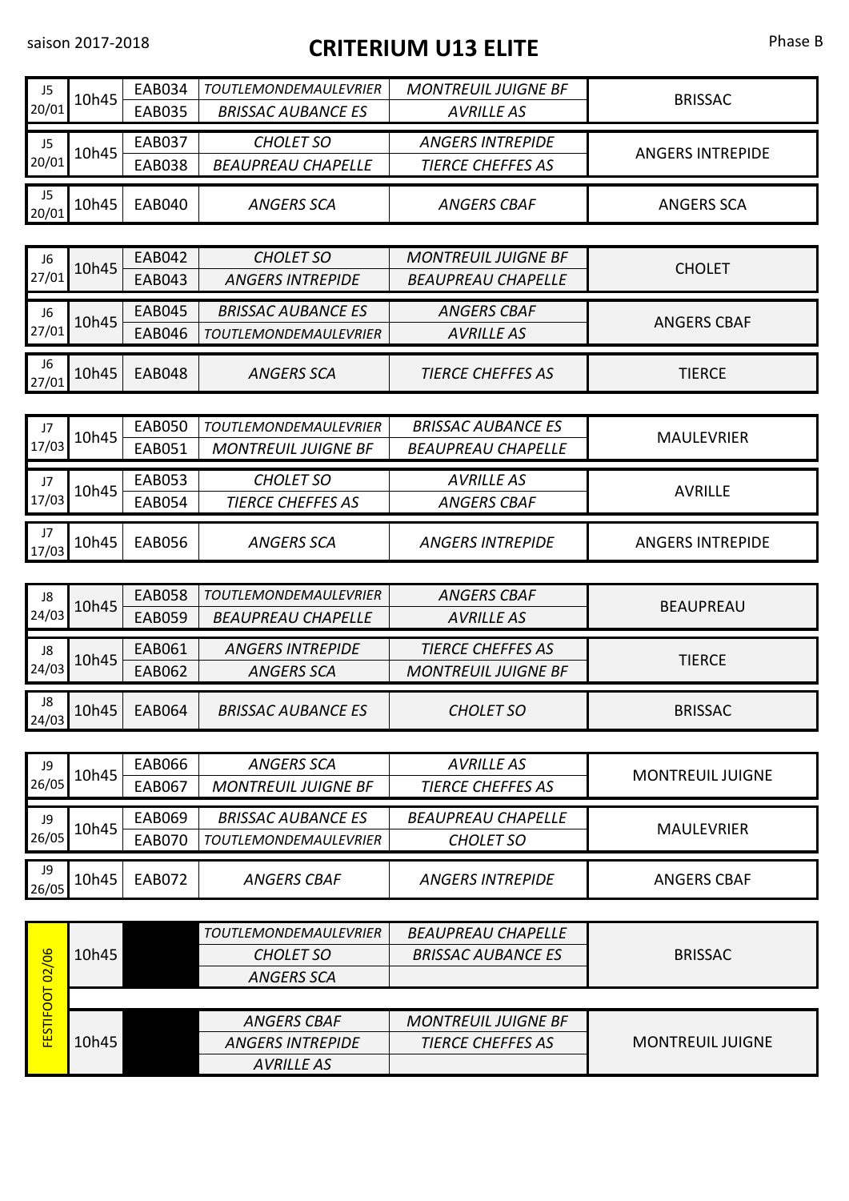saison 2017-2018

# CRITERIUM U13 ELITE

Phase B

| | | | | | |
|---|---|---|---|---|---|
| J5 20/01 | 10h45 | EAB034 | TOUTLEMONDEMAULEVRIER | MONTREUIL JUIGNE BF | BRISSAC |
| | | EAB035 | BRISSAC AUBANCE ES | AVRILLE AS | |
| J5 20/01 | 10h45 | EAB037 | CHOLET SO | ANGERS INTREPIDE | ANGERS INTREPIDE |
| | | EAB038 | BEAUPREAU CHAPELLE | TIERCE CHEFFES AS | |
| J5 20/01 | 10h45 | EAB040 | ANGERS SCA | ANGERS CBAF | ANGERS SCA |
| J6 27/01 | 10h45 | EAB042 | CHOLET SO | MONTREUIL JUIGNE BF | CHOLET |
| | | EAB043 | ANGERS INTREPIDE | BEAUPREAU CHAPELLE | |
| J6 27/01 | 10h45 | EAB045 | BRISSAC AUBANCE ES | ANGERS CBAF | ANGERS CBAF |
| | | EAB046 | TOUTLEMONDEMAULEVRIER | AVRILLE AS | |
| J6 27/01 | 10h45 | EAB048 | ANGERS SCA | TIERCE CHEFFES AS | TIERCE |
| J7 17/03 | 10h45 | EAB050 | TOUTLEMONDEMAULEVRIER | BRISSAC AUBANCE ES | MAULEVRIER |
| | | EAB051 | MONTREUIL JUIGNE BF | BEAUPREAU CHAPELLE | |
| J7 17/03 | 10h45 | EAB053 | CHOLET SO | AVRILLE AS | AVRILLE |
| | | EAB054 | TIERCE CHEFFES AS | ANGERS CBAF | |
| J7 17/03 | 10h45 | EAB056 | ANGERS SCA | ANGERS INTREPIDE | ANGERS INTREPIDE |
| J8 24/03 | 10h45 | EAB058 | TOUTLEMONDEMAULEVRIER | ANGERS CBAF | BEAUPREAU |
| | | EAB059 | BEAUPREAU CHAPELLE | AVRILLE AS | |
| J8 24/03 | 10h45 | EAB061 | ANGERS INTREPIDE | TIERCE CHEFFES AS | TIERCE |
| | | EAB062 | ANGERS SCA | MONTREUIL JUIGNE BF | |
| J8 24/03 | 10h45 | EAB064 | BRISSAC AUBANCE ES | CHOLET SO | BRISSAC |
| J9 26/05 | 10h45 | EAB066 | ANGERS SCA | AVRILLE AS | MONTREUIL JUIGNE |
| | | EAB067 | MONTREUIL JUIGNE BF | TIERCE CHEFFES AS | |
| J9 26/05 | 10h45 | EAB069 | BRISSAC AUBANCE ES | BEAUPREAU CHAPELLE | MAULEVRIER |
| | | EAB070 | TOUTLEMONDEMAULEVRIER | CHOLET SO | |
| J9 26/05 | 10h45 | EAB072 | ANGERS CBAF | ANGERS INTREPIDE | ANGERS CBAF |
| FESTIFOOT 02/06 | 10h45 | | TOUTLEMONDEMAULEVRIER | BEAUPREAU CHAPELLE | BRISSAC |
| | | | CHOLET SO | BRISSAC AUBANCE ES | |
| | | | ANGERS SCA | | |
| | 10h45 | | ANGERS CBAF | MONTREUIL JUIGNE BF | MONTREUIL JUIGNE |
| | | | ANGERS INTREPIDE | TIERCE CHEFFES AS | |
| | | | AVRILLE AS | | |